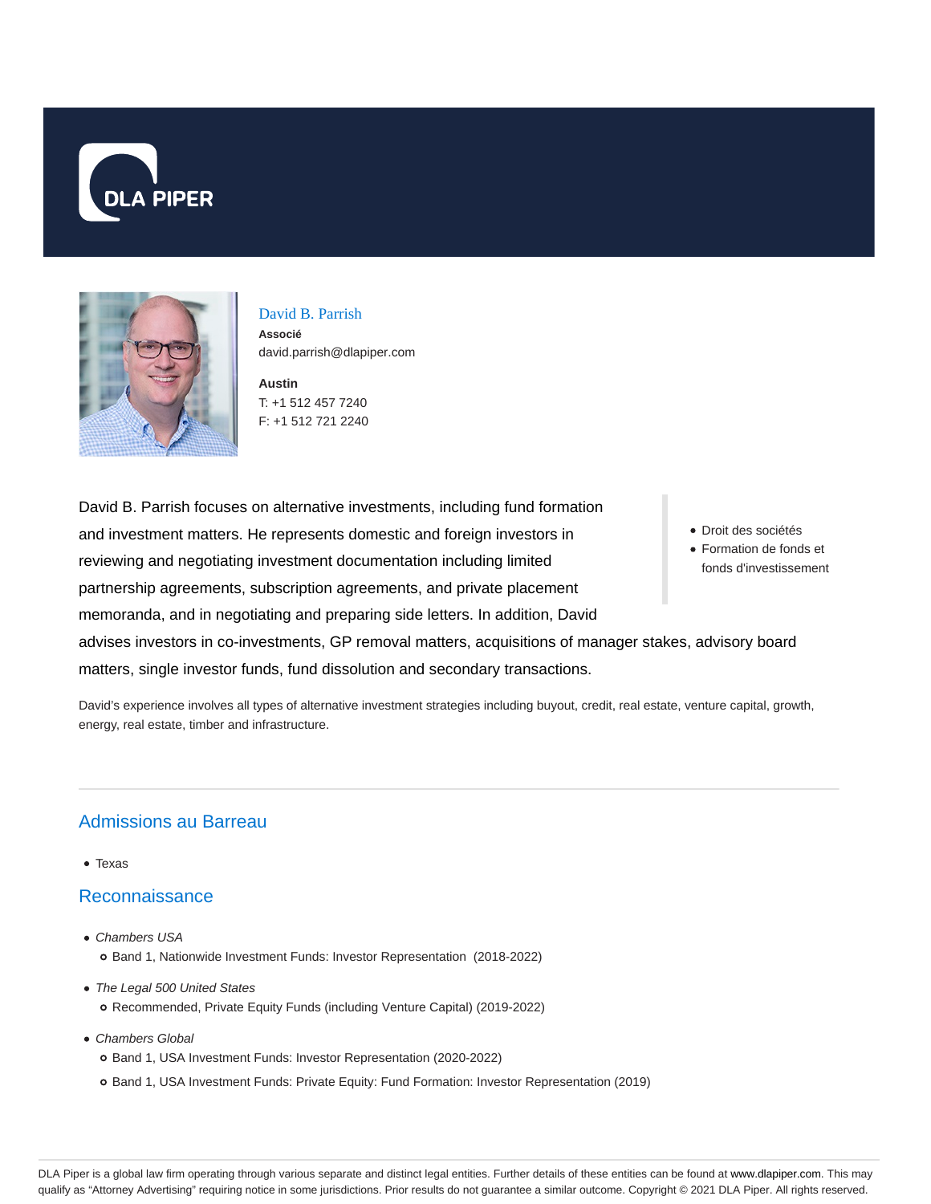DLA PIPER

## David B. Parrish

**Associé**

david.parrish@dlapiper.com

**Austin**

T: +1 512 457 7240

F: +1 512 721 2240

David B. Parrish focuses on alternative investments, including fund formation and investment matters. He represents domestic and foreign investors in reviewing and negotiating investment documentation including limited partnership agreements, subscription agreements, and private placement memoranda, and in negotiating and preparing side letters. In addition, David advises investors in co-investments, GP removal matters, acquisitions of manager stakes, advisory board matters, single investor funds, fund dissolution and secondary transactions.

- Droit des sociétés
- Formation de fonds et fonds d'investissement

David's experience involves all types of alternative investment strategies including buyout, credit, real estate, venture capital, growth, energy, real estate, timber and infrastructure.

## Admissions au Barreau

- Texas

## Reconnaissance

- *Chambers USA*
  - Band 1, Nationwide Investment Funds: Investor Representation (2018-2022)
- *The Legal 500 United States*
  - Recommended, Private Equity Funds (including Venture Capital) (2019-2022)
- *Chambers Global*
  - Band 1, USA Investment Funds: Investor Representation (2020-2022)
  - Band 1, USA Investment Funds: Private Equity: Fund Formation: Investor Representation (2019)

DLA Piper is a global law firm operating through various separate and distinct legal entities. Further details of these entities can be found at www.dlapiper.com. This may qualify as "Attorney Advertising" requiring notice in some jurisdictions. Prior results do not guarantee a similar outcome. Copyright © 2021 DLA Piper. All rights reserved.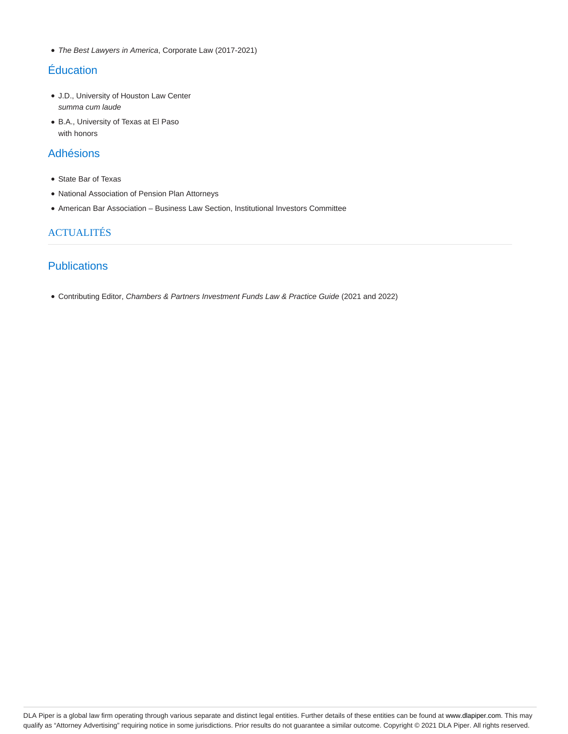- *The Best Lawyers in America*, Corporate Law (2017-2021)

## Éducation

- J.D., University of Houston Law Center
  *summa cum laude*
- B.A., University of Texas at El Paso
  with honors

## Adhésions

- State Bar of Texas
- National Association of Pension Plan Attorneys
- American Bar Association – Business Law Section, Institutional Investors Committee

## ACTUALITÉS

## Publications

- Contributing Editor, *Chambers & Partners Investment Funds Law & Practice Guide* (2021 and 2022)

DLA Piper is a global law firm operating through various separate and distinct legal entities. Further details of these entities can be found at www.dlapiper.com. This may qualify as "Attorney Advertising" requiring notice in some jurisdictions. Prior results do not guarantee a similar outcome. Copyright © 2021 DLA Piper. All rights reserved.